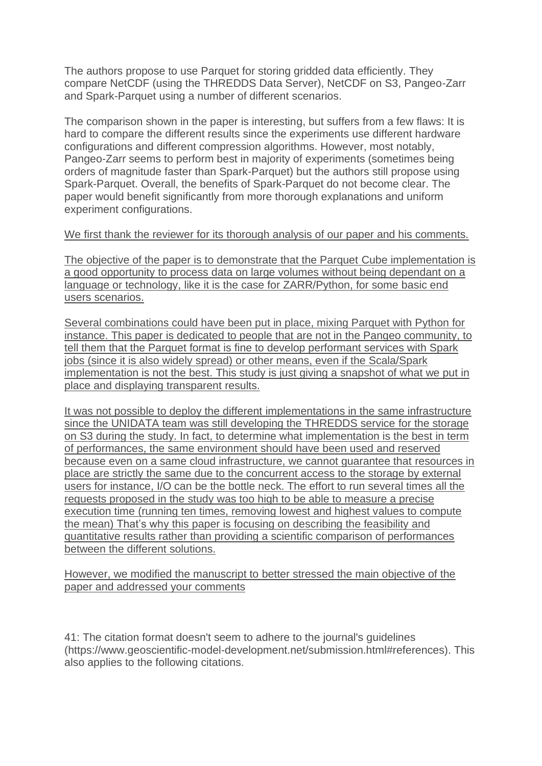The authors propose to use Parquet for storing gridded data efficiently. They compare NetCDF (using the THREDDS Data Server), NetCDF on S3, Pangeo-Zarr and Spark-Parquet using a number of different scenarios.

The comparison shown in the paper is interesting, but suffers from a few flaws: It is hard to compare the different results since the experiments use different hardware configurations and different compression algorithms. However, most notably, Pangeo-Zarr seems to perform best in majority of experiments (sometimes being orders of magnitude faster than Spark-Parquet) but the authors still propose using Spark-Parquet. Overall, the benefits of Spark-Parquet do not become clear. The paper would benefit significantly from more thorough explanations and uniform experiment configurations.

<u>We first thank the reviewer for its thorough analysis of our paper and his comments.</u>

<u>The objective of the paper is to demonstrate that the Parquet Cube implementation is a good opportunity to process data on large volumes without being dependant on a language or technology, like it is the case for ZARR/Python, for some basic end users scenarios.</u>

<u>Several combinations could have been put in place, mixing Parquet with Python for instance. This paper is dedicated to people that are not in the Pangeo community, to tell them that the Parquet format is fine to develop performant services with Spark jobs (since it is also widely spread) or other means, even if the Scala/Spark implementation is not the best. This study is just giving a snapshot of what we put in place and displaying transparent results.</u>

<u>It was not possible to deploy the different implementations in the same infrastructure since the UNIDATA team was still developing the THREDDS service for the storage on S3 during the study. In fact, to determine what implementation is the best in term of performances, the same environment should have been used and reserved because even on a same cloud infrastructure, we cannot guarantee that resources in place are strictly the same due to the concurrent access to the storage by external users for instance, I/O can be the bottle neck. The effort to run several times all the requests proposed in the study was too high to be able to measure a precise execution time (running ten times, removing lowest and highest values to compute the mean) That's why this paper is focusing on describing the feasibility and quantitative results rather than providing a scientific comparison of performances between the different solutions.</u>

<u>However, we modified the manuscript to better stressed the main objective of the paper and addressed your comments</u>

41: The citation format doesn't seem to adhere to the journal's guidelines (https://www.geoscientific-model-development.net/submission.html#references). This also applies to the following citations.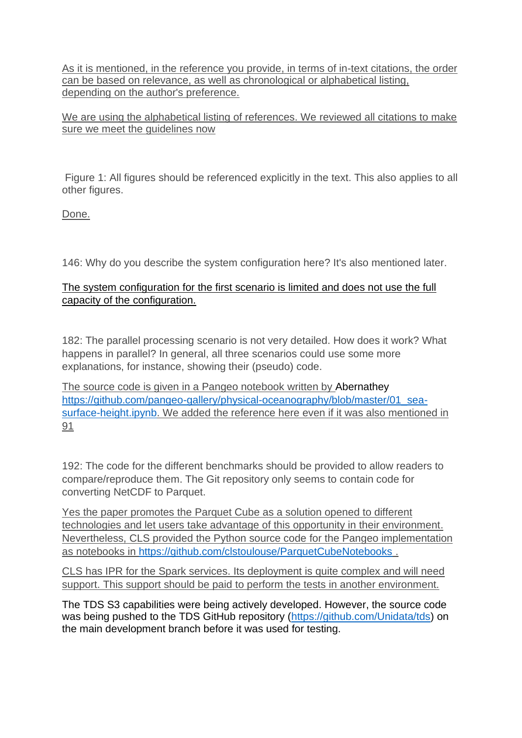As it is mentioned, in the reference you provide, in terms of in-text citations, the order can be based on relevance, as well as chronological or alphabetical listing, depending on the author's preference.

We are using the alphabetical listing of references. We reviewed all citations to make sure we meet the guidelines now

Figure 1: All figures should be referenced explicitly in the text. This also applies to all other figures.

Done.

146: Why do you describe the system configuration here? It's also mentioned later.

The system configuration for the first scenario is limited and does not use the full capacity of the configuration.

182: The parallel processing scenario is not very detailed. How does it work? What happens in parallel? In general, all three scenarios could use some more explanations, for instance, showing their (pseudo) code.

The source code is given in a Pangeo notebook written by Abernathey https://github.com/pangeo-gallery/physical-oceanography/blob/master/01_sea-surface-height.ipynb. We added the reference here even if it was also mentioned in 91

192: The code for the different benchmarks should be provided to allow readers to compare/reproduce them. The Git repository only seems to contain code for converting NetCDF to Parquet.

Yes the paper promotes the Parquet Cube as a solution opened to different technologies and let users take advantage of this opportunity in their environment. Nevertheless, CLS provided the Python source code for the Pangeo implementation as notebooks in https://github.com/clstoulouse/ParquetCubeNotebooks .

CLS has IPR for the Spark services. Its deployment is quite complex and will need support. This support should be paid to perform the tests in another environment.

The TDS S3 capabilities were being actively developed. However, the source code was being pushed to the TDS GitHub repository (https://github.com/Unidata/tds) on the main development branch before it was used for testing.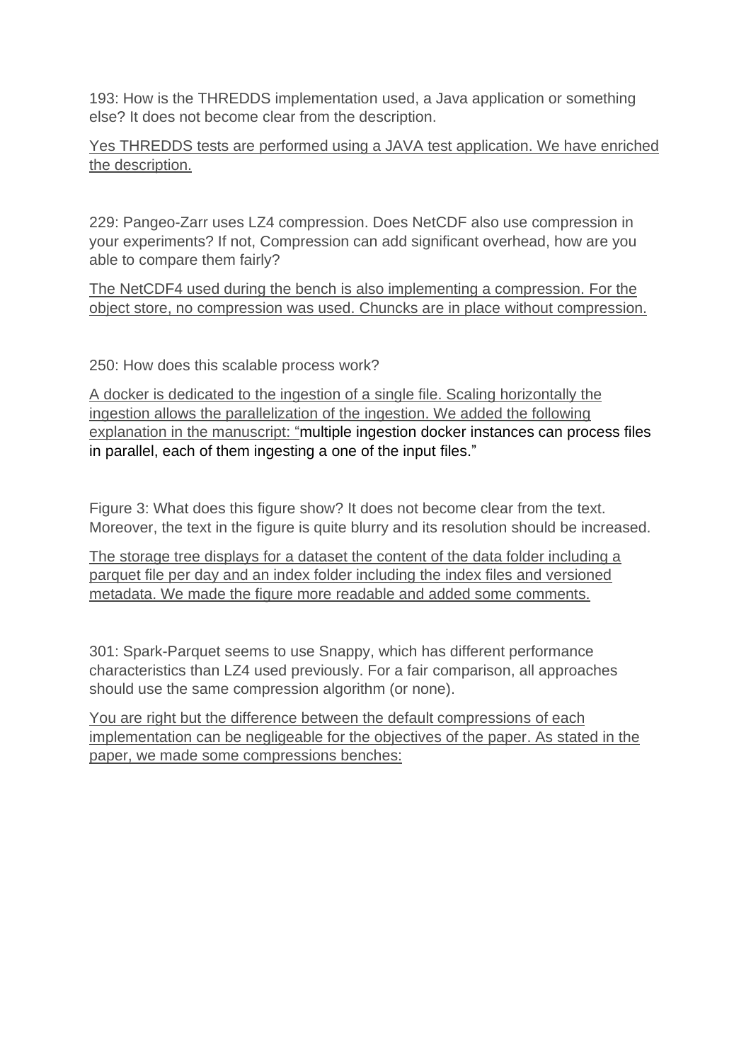193: How is the THREDDS implementation used, a Java application or something else? It does not become clear from the description.

Yes THREDDS tests are performed using a JAVA test application. We have enriched the description.

229: Pangeo-Zarr uses LZ4 compression. Does NetCDF also use compression in your experiments? If not, Compression can add significant overhead, how are you able to compare them fairly?

The NetCDF4 used during the bench is also implementing a compression. For the object store, no compression was used. Chuncks are in place without compression.

250: How does this scalable process work?

A docker is dedicated to the ingestion of a single file. Scaling horizontally the ingestion allows the parallelization of the ingestion. We added the following explanation in the manuscript: "multiple ingestion docker instances can process files in parallel, each of them ingesting a one of the input files."

Figure 3: What does this figure show? It does not become clear from the text. Moreover, the text in the figure is quite blurry and its resolution should be increased.

The storage tree displays for a dataset the content of the data folder including a parquet file per day and an index folder including the index files and versioned metadata. We made the figure more readable and added some comments.

301: Spark-Parquet seems to use Snappy, which has different performance characteristics than LZ4 used previously. For a fair comparison, all approaches should use the same compression algorithm (or none).

You are right but the difference between the default compressions of each implementation can be negligeable for the objectives of the paper. As stated in the paper, we made some compressions benches: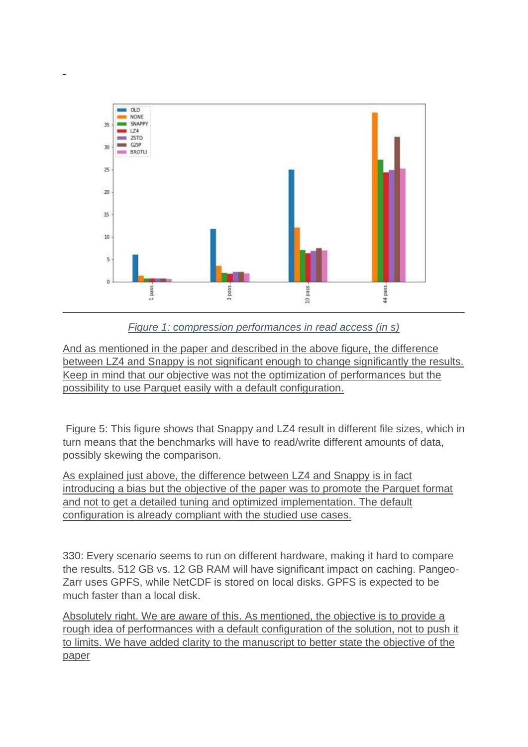Figure 1: compression performances in read access (in s)

And as mentioned in the paper and described in the above figure, the difference between LZ4 and Snappy is not significant enough to change significantly the results. Keep in mind that our objective was not the optimization of performances but the possibility to use Parquet easily with a default configuration.

Figure 5: This figure shows that Snappy and LZ4 result in different file sizes, which in turn means that the benchmarks will have to read/write different amounts of data, possibly skewing the comparison.

As explained just above, the difference between LZ4 and Snappy is in fact introducing a bias but the objective of the paper was to promote the Parquet format and not to get a detailed tuning and optimized implementation. The default configuration is already compliant with the studied use cases.

330: Every scenario seems to run on different hardware, making it hard to compare the results. 512 GB vs. 12 GB RAM will have significant impact on caching. Pangeo-Zarr uses GPFS, while NetCDF is stored on local disks. GPFS is expected to be much faster than a local disk.

Absolutely right. We are aware of this. As mentioned, the objective is to provide a rough idea of performances with a default configuration of the solution, not to push it to limits. We have added clarity to the manuscript to better state the objective of the paper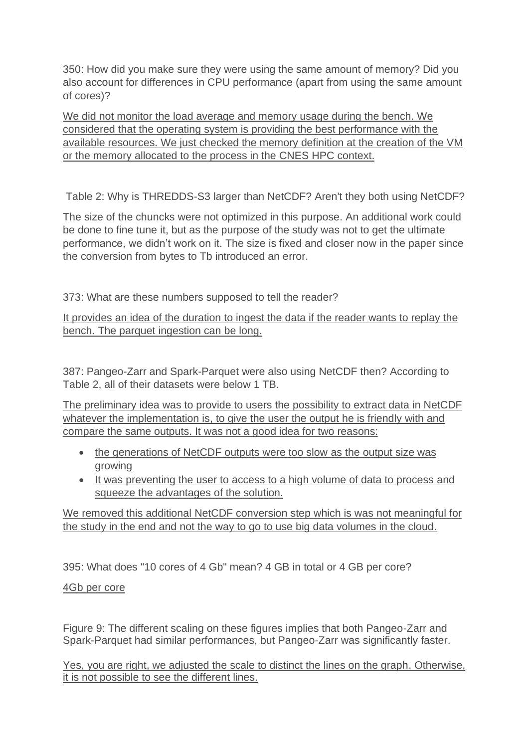350: How did you make sure they were using the same amount of memory? Did you also account for differences in CPU performance (apart from using the same amount of cores)?

<u>We did not monitor the load average and memory usage during the bench. We considered that the operating system is providing the best performance with the available resources. We just checked the memory definition at the creation of the VM or the memory allocated to the process in the CNES HPC context.</u>

Table 2: Why is THREDDS-S3 larger than NetCDF? Aren't they both using NetCDF?

The size of the chuncks were not optimized in this purpose. An additional work could be done to fine tune it, but as the purpose of the study was not to get the ultimate performance, we didn't work on it. The size is fixed and closer now in the paper since the conversion from bytes to Tb introduced an error.

373: What are these numbers supposed to tell the reader?

<u>It provides an idea of the duration to ingest the data if the reader wants to replay the bench. The parquet ingestion can be long.</u>

387: Pangeo-Zarr and Spark-Parquet were also using NetCDF then? According to Table 2, all of their datasets were below 1 TB.

<u>The preliminary idea was to provide to users the possibility to extract data in NetCDF whatever the implementation is, to give the user the output he is friendly with and compare the same outputs. It was not a good idea for two reasons:</u>

- <u>the generations of NetCDF outputs were too slow as the output size was growing</u>
- <u>It was preventing the user to access to a high volume of data to process and squeeze the advantages of the solution.</u>

<u>We removed this additional NetCDF conversion step which is was not meaningful for the study in the end and not the way to go to use big data volumes in the cloud.</u>

395: What does "10 cores of 4 Gb" mean? 4 GB in total or 4 GB per core?

<u>4Gb per core</u>

Figure 9: The different scaling on these figures implies that both Pangeo-Zarr and Spark-Parquet had similar performances, but Pangeo-Zarr was significantly faster.

<u>Yes, you are right, we adjusted the scale to distinct the lines on the graph. Otherwise, it is not possible to see the different lines.</u>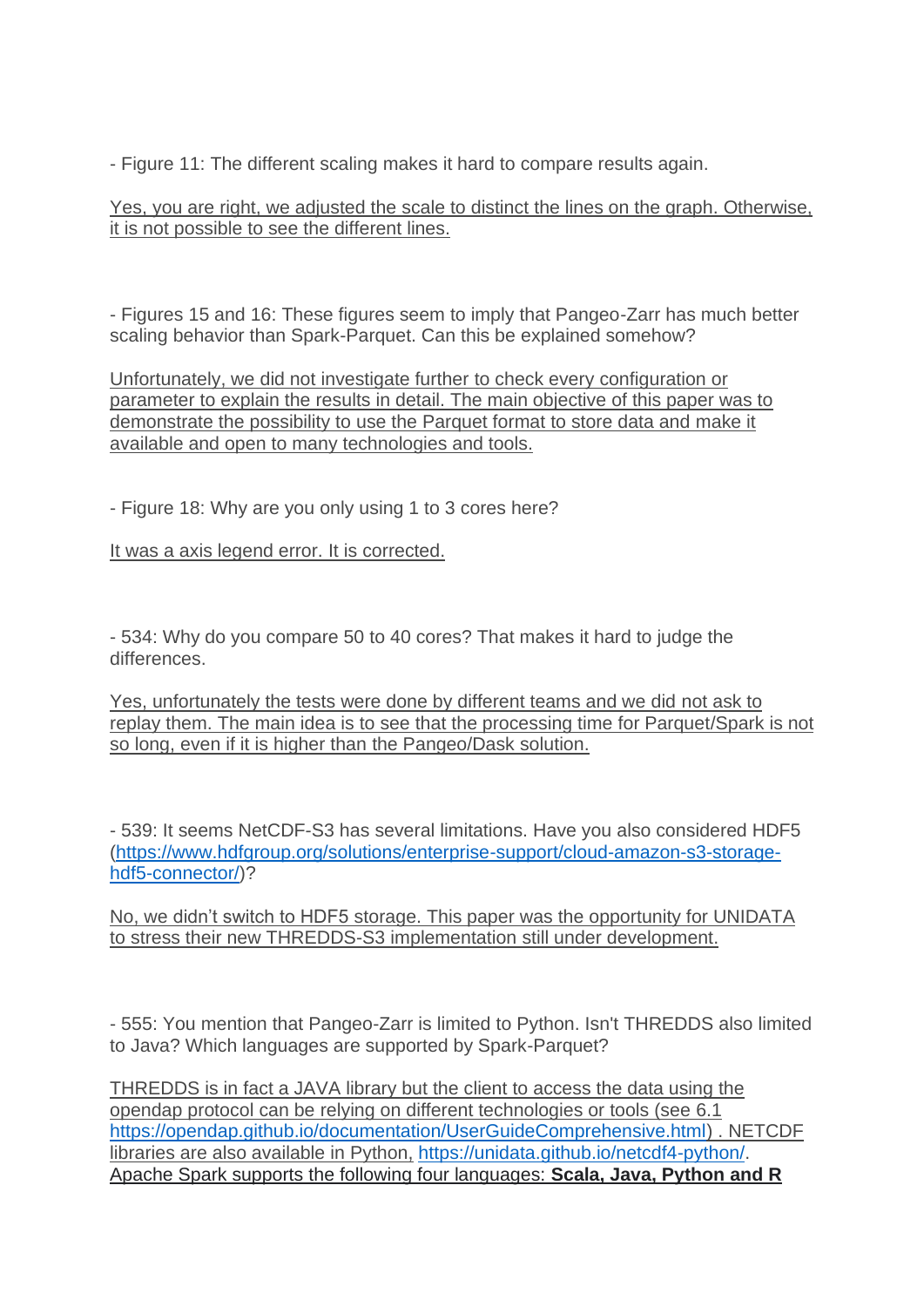- Figure 11: The different scaling makes it hard to compare results again.

Yes, you are right, we adjusted the scale to distinct the lines on the graph. Otherwise, it is not possible to see the different lines.

- Figures 15 and 16: These figures seem to imply that Pangeo-Zarr has much better scaling behavior than Spark-Parquet. Can this be explained somehow?

Unfortunately, we did not investigate further to check every configuration or parameter to explain the results in detail. The main objective of this paper was to demonstrate the possibility to use the Parquet format to store data and make it available and open to many technologies and tools.

- Figure 18: Why are you only using 1 to 3 cores here?

It was a axis legend error. It is corrected.

- 534: Why do you compare 50 to 40 cores? That makes it hard to judge the differences.

Yes, unfortunately the tests were done by different teams and we did not ask to replay them. The main idea is to see that the processing time for Parquet/Spark is not so long, even if it is higher than the Pangeo/Dask solution.

- 539: It seems NetCDF-S3 has several limitations. Have you also considered HDF5 (https://www.hdfgroup.org/solutions/enterprise-support/cloud-amazon-s3-storage-hdf5-connector/)?

No, we didn't switch to HDF5 storage. This paper was the opportunity for UNIDATA to stress their new THREDDS-S3 implementation still under development.

- 555: You mention that Pangeo-Zarr is limited to Python. Isn't THREDDS also limited to Java? Which languages are supported by Spark-Parquet?

THREDDS is in fact a JAVA library but the client to access the data using the opendap protocol can be relying on different technologies or tools (see 6.1 https://opendap.github.io/documentation/UserGuideComprehensive.html) . NETCDF libraries are also available in Python, https://unidata.github.io/netcdf4-python/. Apache Spark supports the following four languages: **Scala, Java, Python and R**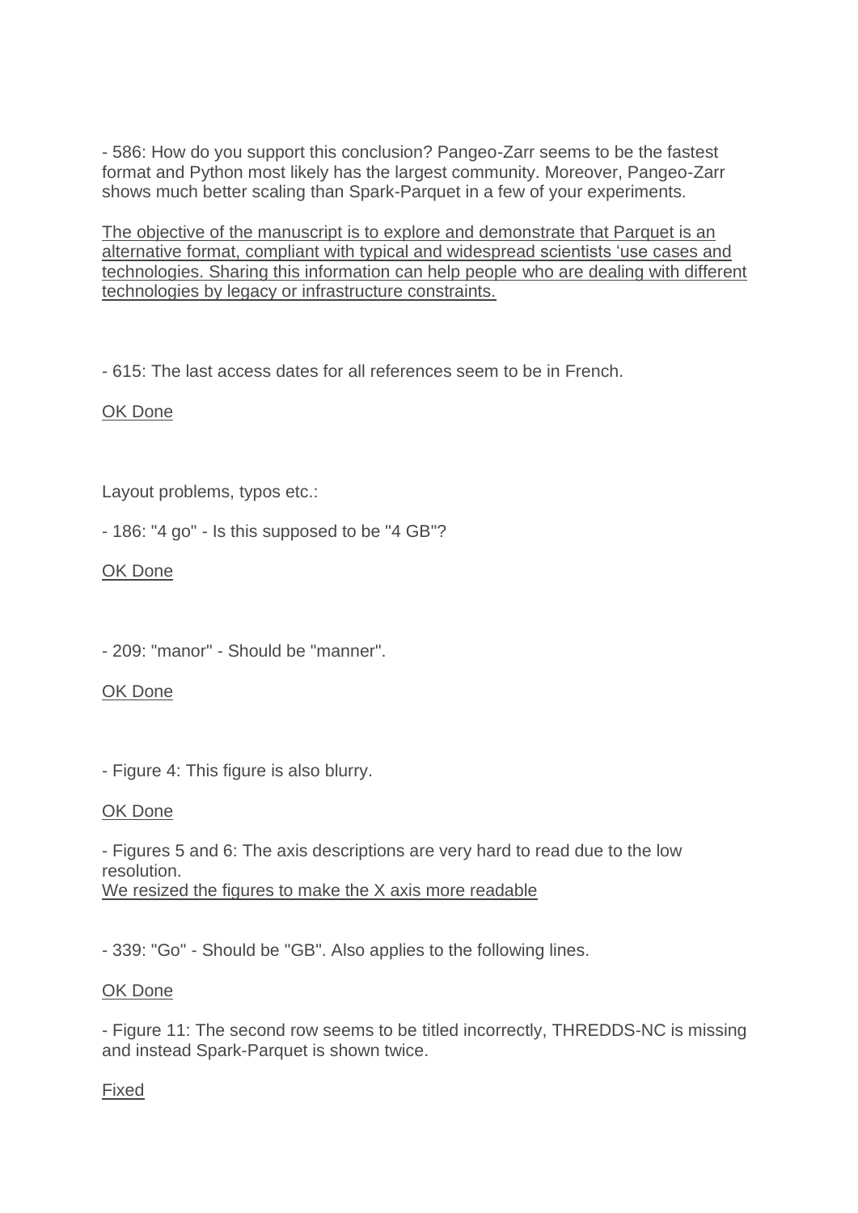- 586: How do you support this conclusion? Pangeo-Zarr seems to be the fastest format and Python most likely has the largest community. Moreover, Pangeo-Zarr shows much better scaling than Spark-Parquet in a few of your experiments.

<u>The objective of the manuscript is to explore and demonstrate that Parquet is an alternative format, compliant with typical and widespread scientists 'use cases and technologies. Sharing this information can help people who are dealing with different technologies by legacy or infrastructure constraints.</u>

- 615: The last access dates for all references seem to be in French.

<u>OK Done</u>

Layout problems, typos etc.:

- 186: "4 go" - Is this supposed to be "4 GB"?

<u>OK Done</u>

- 209: "manor" - Should be "manner".

<u>OK Done</u>

- Figure 4: This figure is also blurry.

<u>OK Done</u>

- Figures 5 and 6: The axis descriptions are very hard to read due to the low resolution.
<u>We resized the figures to make the X axis more readable</u>

- 339: "Go" - Should be "GB". Also applies to the following lines.

<u>OK Done</u>

- Figure 11: The second row seems to be titled incorrectly, THREDDS-NC is missing and instead Spark-Parquet is shown twice.

<u>Fixed</u>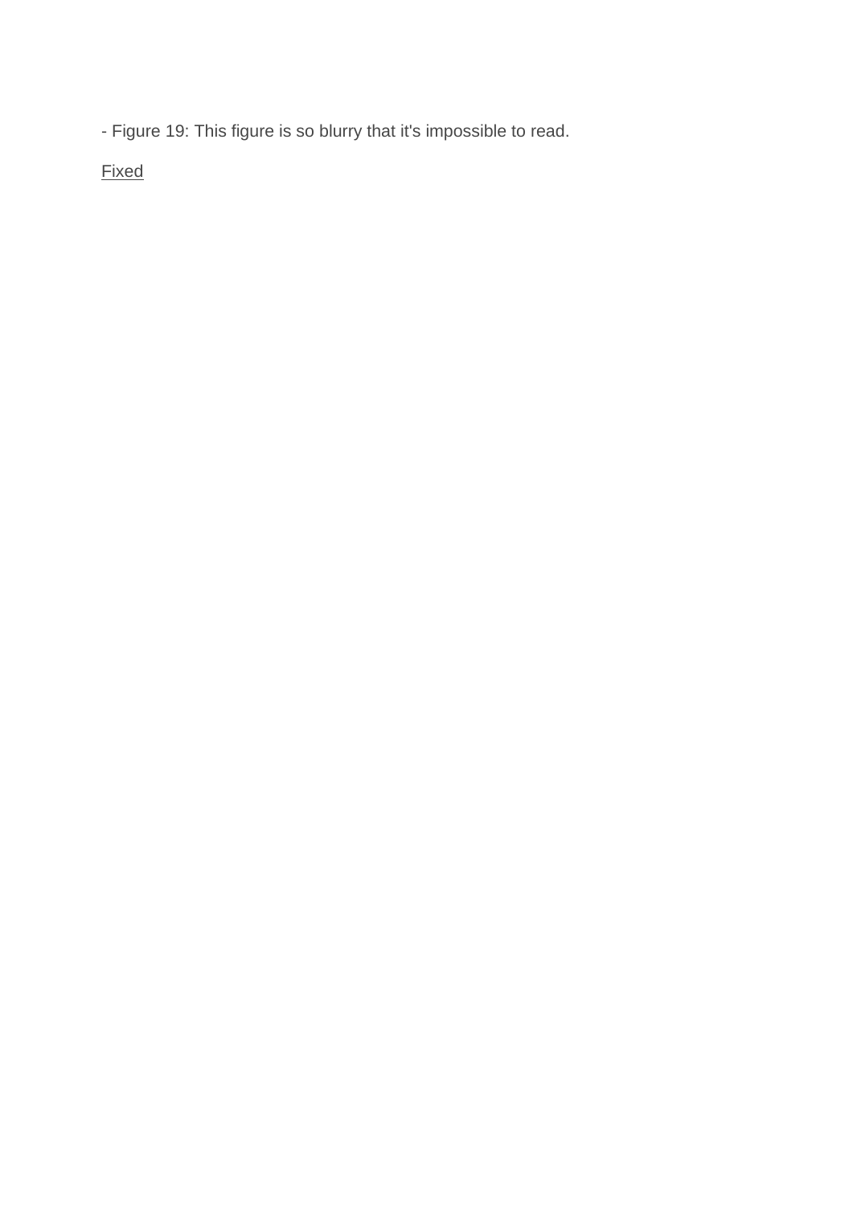- Figure 19: This figure is so blurry that it's impossible to read.

<u>Fixed</u>